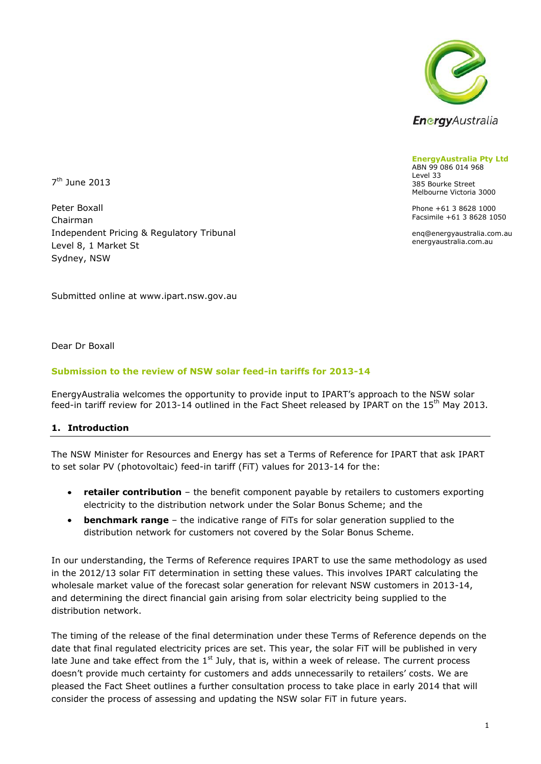EnergyAustralia

**EnergyAustralia Pty Ltd**
ABN 99 086 014 968
Level 33
385 Bourke Street
Melbourne Victoria 3000

Phone +61 3 8628 1000
Facsimile +61 3 8628 1050

enq@energyaustralia.com.au
energyaustralia.com.au

7th June 2013

Peter Boxall
Chairman
Independent Pricing & Regulatory Tribunal
Level 8, 1 Market St
Sydney, NSW

Submitted online at www.ipart.nsw.gov.au

Dear Dr Boxall

**Submission to the review of NSW solar feed-in tariffs for 2013-14**

EnergyAustralia welcomes the opportunity to provide input to IPART's approach to the NSW solar feed-in tariff review for 2013-14 outlined in the Fact Sheet released by IPART on the 15th May 2013.

## 1. Introduction

The NSW Minister for Resources and Energy has set a Terms of Reference for IPART that ask IPART to set solar PV (photovoltaic) feed-in tariff (FiT) values for 2013-14 for the:

- **retailer contribution** – the benefit component payable by retailers to customers exporting electricity to the distribution network under the Solar Bonus Scheme; and the
- **benchmark range** – the indicative range of FiTs for solar generation supplied to the distribution network for customers not covered by the Solar Bonus Scheme.

In our understanding, the Terms of Reference requires IPART to use the same methodology as used in the 2012/13 solar FiT determination in setting these values. This involves IPART calculating the wholesale market value of the forecast solar generation for relevant NSW customers in 2013-14, and determining the direct financial gain arising from solar electricity being supplied to the distribution network.

The timing of the release of the final determination under these Terms of Reference depends on the date that final regulated electricity prices are set. This year, the solar FiT will be published in very late June and take effect from the 1st July, that is, within a week of release. The current process doesn't provide much certainty for customers and adds unnecessarily to retailers' costs. We are pleased the Fact Sheet outlines a further consultation process to take place in early 2014 that will consider the process of assessing and updating the NSW solar FiT in future years.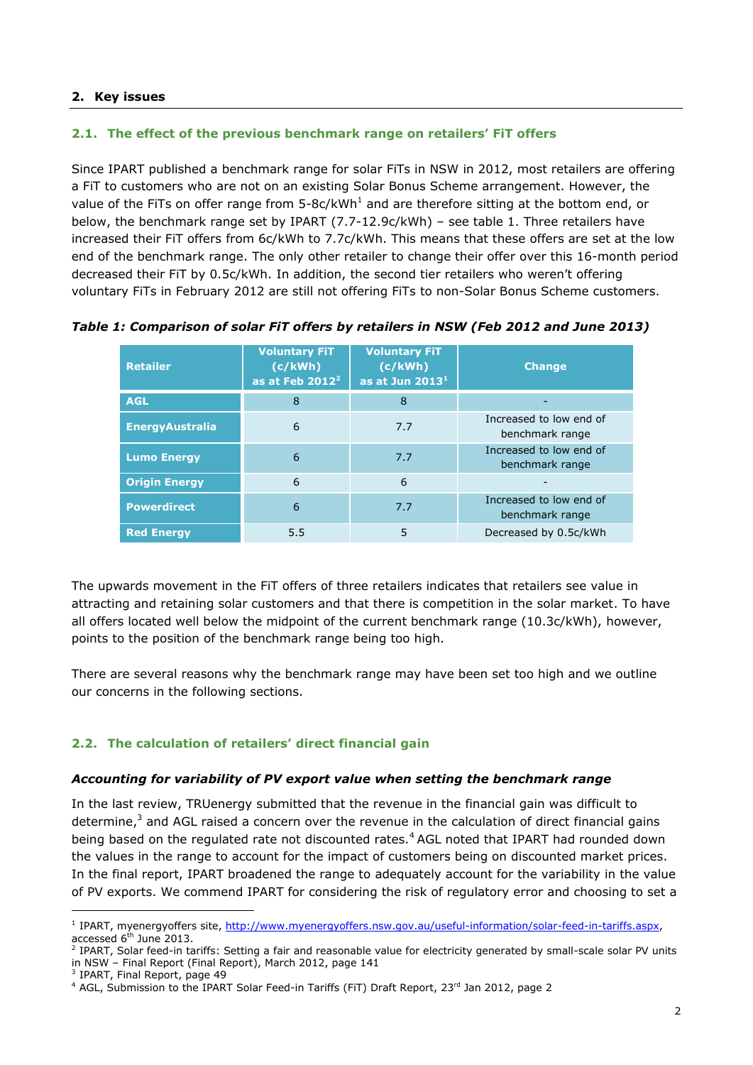## 2. Key issues

### 2.1. The effect of the previous benchmark range on retailers' FiT offers

Since IPART published a benchmark range for solar FiTs in NSW in 2012, most retailers are offering a FiT to customers who are not on an existing Solar Bonus Scheme arrangement. However, the value of the FiTs on offer range from 5-8c/kWh[1] and are therefore sitting at the bottom end, or below, the benchmark range set by IPART (7.7-12.9c/kWh) – see table 1. Three retailers have increased their FiT offers from 6c/kWh to 7.7c/kWh. This means that these offers are set at the low end of the benchmark range. The only other retailer to change their offer over this 16-month period decreased their FiT by 0.5c/kWh. In addition, the second tier retailers who weren't offering voluntary FiTs in February 2012 are still not offering FiTs to non-Solar Bonus Scheme customers.

***Table 1: Comparison of solar FiT offers by retailers in NSW (Feb 2012 and June 2013)***

| Retailer | Voluntary FiT (c/kWh) as at Feb 2012[2] | Voluntary FiT (c/kWh) as at Jun 2013[1] | Change |
|---|---|---|---|
| **AGL** | 8 | 8 | - |
| **EnergyAustralia** | 6 | 7.7 | Increased to low end of benchmark range |
| **Lumo Energy** | 6 | 7.7 | Increased to low end of benchmark range |
| **Origin Energy** | 6 | 6 | - |
| **Powerdirect** | 6 | 7.7 | Increased to low end of benchmark range |
| **Red Energy** | 5.5 | 5 | Decreased by 0.5c/kWh |

The upwards movement in the FiT offers of three retailers indicates that retailers see value in attracting and retaining solar customers and that there is competition in the solar market. To have all offers located well below the midpoint of the current benchmark range (10.3c/kWh), however, points to the position of the benchmark range being too high.

There are several reasons why the benchmark range may have been set too high and we outline our concerns in the following sections.

### 2.2. The calculation of retailers' direct financial gain

***Accounting for variability of PV export value when setting the benchmark range***

In the last review, TRUenergy submitted that the revenue in the financial gain was difficult to determine,[3] and AGL raised a concern over the revenue in the calculation of direct financial gains being based on the regulated rate not discounted rates.[4] AGL noted that IPART had rounded down the values in the range to account for the impact of customers being on discounted market prices. In the final report, IPART broadened the range to adequately account for the variability in the value of PV exports. We commend IPART for considering the risk of regulatory error and choosing to set a

[1] IPART, myenergyoffers site, http://www.myenergyoffers.nsw.gov.au/useful-information/solar-feed-in-tariffs.aspx, accessed 6th June 2013.

[2] IPART, Solar feed-in tariffs: Setting a fair and reasonable value for electricity generated by small-scale solar PV units in NSW – Final Report (Final Report), March 2012, page 141

[3] IPART, Final Report, page 49

[4] AGL, Submission to the IPART Solar Feed-in Tariffs (FiT) Draft Report, 23rd Jan 2012, page 2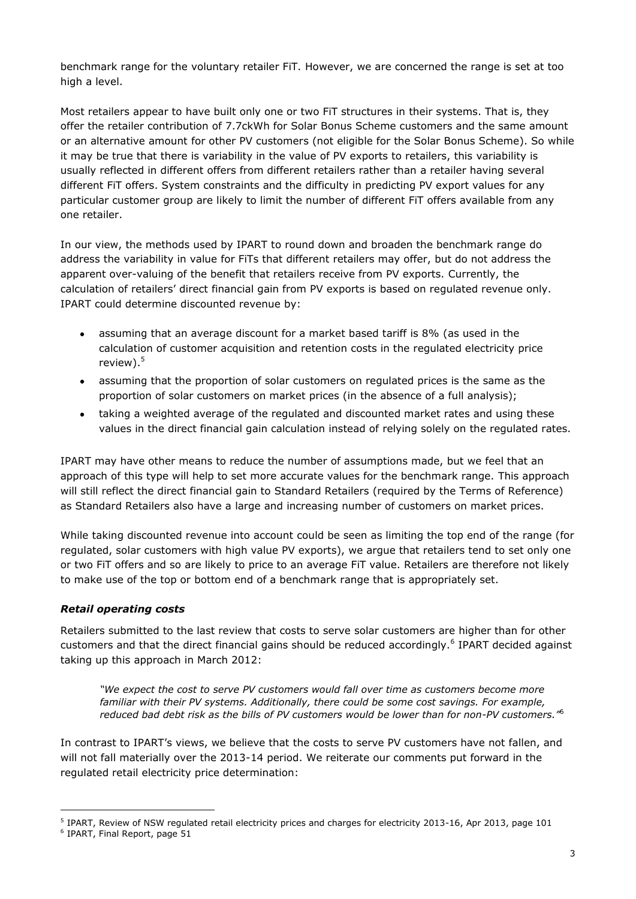benchmark range for the voluntary retailer FiT. However, we are concerned the range is set at too high a level.

Most retailers appear to have built only one or two FiT structures in their systems. That is, they offer the retailer contribution of 7.7ckWh for Solar Bonus Scheme customers and the same amount or an alternative amount for other PV customers (not eligible for the Solar Bonus Scheme). So while it may be true that there is variability in the value of PV exports to retailers, this variability is usually reflected in different offers from different retailers rather than a retailer having several different FiT offers. System constraints and the difficulty in predicting PV export values for any particular customer group are likely to limit the number of different FiT offers available from any one retailer.

In our view, the methods used by IPART to round down and broaden the benchmark range do address the variability in value for FiTs that different retailers may offer, but do not address the apparent over-valuing of the benefit that retailers receive from PV exports. Currently, the calculation of retailers' direct financial gain from PV exports is based on regulated revenue only. IPART could determine discounted revenue by:

- assuming that an average discount for a market based tariff is 8% (as used in the calculation of customer acquisition and retention costs in the regulated electricity price review).[5]
- assuming that the proportion of solar customers on regulated prices is the same as the proportion of solar customers on market prices (in the absence of a full analysis);
- taking a weighted average of the regulated and discounted market rates and using these values in the direct financial gain calculation instead of relying solely on the regulated rates.

IPART may have other means to reduce the number of assumptions made, but we feel that an approach of this type will help to set more accurate values for the benchmark range. This approach will still reflect the direct financial gain to Standard Retailers (required by the Terms of Reference) as Standard Retailers also have a large and increasing number of customers on market prices.

While taking discounted revenue into account could be seen as limiting the top end of the range (for regulated, solar customers with high value PV exports), we argue that retailers tend to set only one or two FiT offers and so are likely to price to an average FiT value. Retailers are therefore not likely to make use of the top or bottom end of a benchmark range that is appropriately set.

### *Retail operating costs*

Retailers submitted to the last review that costs to serve solar customers are higher than for other customers and that the direct financial gains should be reduced accordingly.[6] IPART decided against taking up this approach in March 2012:

> *"We expect the cost to serve PV customers would fall over time as customers become more familiar with their PV systems. Additionally, there could be some cost savings. For example, reduced bad debt risk as the bills of PV customers would be lower than for non-PV customers."*[6]

In contrast to IPART's views, we believe that the costs to serve PV customers have not fallen, and will not fall materially over the 2013-14 period. We reiterate our comments put forward in the regulated retail electricity price determination:

---

[5] IPART, Review of NSW regulated retail electricity prices and charges for electricity 2013-16, Apr 2013, page 101

[6] IPART, Final Report, page 51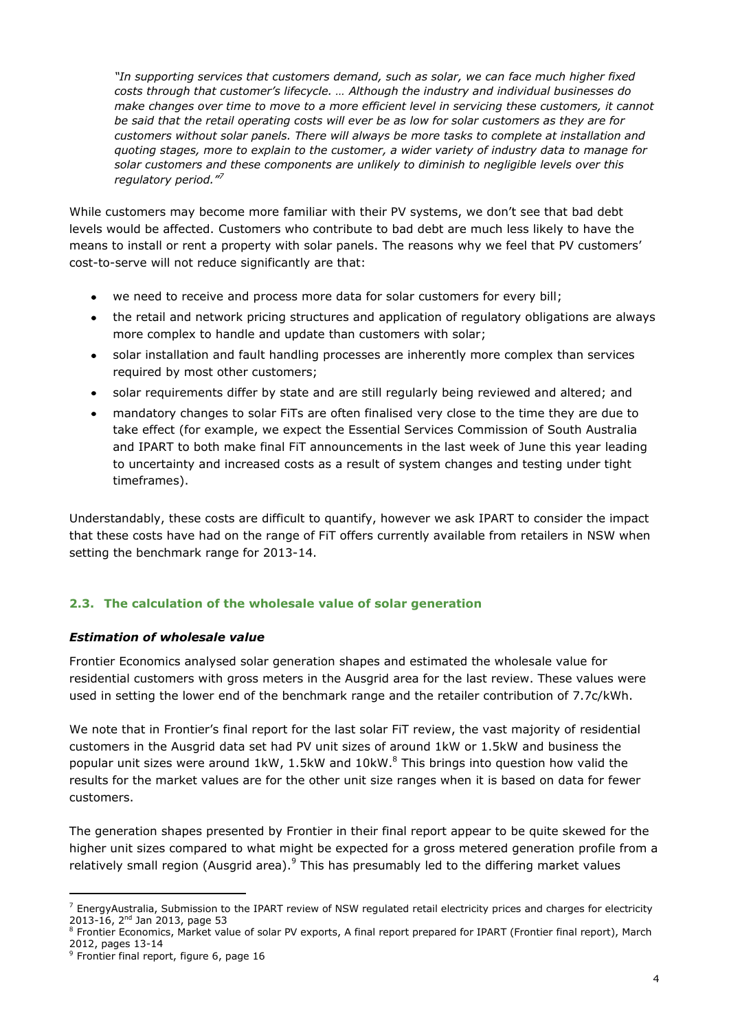*"In supporting services that customers demand, such as solar, we can face much higher fixed costs through that customer's lifecycle. … Although the industry and individual businesses do make changes over time to move to a more efficient level in servicing these customers, it cannot be said that the retail operating costs will ever be as low for solar customers as they are for customers without solar panels. There will always be more tasks to complete at installation and quoting stages, more to explain to the customer, a wider variety of industry data to manage for solar customers and these components are unlikely to diminish to negligible levels over this regulatory period."*[7]

While customers may become more familiar with their PV systems, we don't see that bad debt levels would be affected. Customers who contribute to bad debt are much less likely to have the means to install or rent a property with solar panels. The reasons why we feel that PV customers' cost-to-serve will not reduce significantly are that:

- we need to receive and process more data for solar customers for every bill;
- the retail and network pricing structures and application of regulatory obligations are always more complex to handle and update than customers with solar;
- solar installation and fault handling processes are inherently more complex than services required by most other customers;
- solar requirements differ by state and are still regularly being reviewed and altered; and
- mandatory changes to solar FiTs are often finalised very close to the time they are due to take effect (for example, we expect the Essential Services Commission of South Australia and IPART to both make final FiT announcements in the last week of June this year leading to uncertainty and increased costs as a result of system changes and testing under tight timeframes).

Understandably, these costs are difficult to quantify, however we ask IPART to consider the impact that these costs have had on the range of FiT offers currently available from retailers in NSW when setting the benchmark range for 2013-14.

### 2.3. The calculation of the wholesale value of solar generation

#### *Estimation of wholesale value*

Frontier Economics analysed solar generation shapes and estimated the wholesale value for residential customers with gross meters in the Ausgrid area for the last review. These values were used in setting the lower end of the benchmark range and the retailer contribution of 7.7c/kWh.

We note that in Frontier's final report for the last solar FiT review, the vast majority of residential customers in the Ausgrid data set had PV unit sizes of around 1kW or 1.5kW and business the popular unit sizes were around 1kW, 1.5kW and 10kW.[8] This brings into question how valid the results for the market values are for the other unit size ranges when it is based on data for fewer customers.

The generation shapes presented by Frontier in their final report appear to be quite skewed for the higher unit sizes compared to what might be expected for a gross metered generation profile from a relatively small region (Ausgrid area).[9] This has presumably led to the differing market values

---

[7] EnergyAustralia, Submission to the IPART review of NSW regulated retail electricity prices and charges for electricity 2013-16, 2nd Jan 2013, page 53

[8] Frontier Economics, Market value of solar PV exports, A final report prepared for IPART (Frontier final report), March 2012, pages 13-14

[9] Frontier final report, figure 6, page 16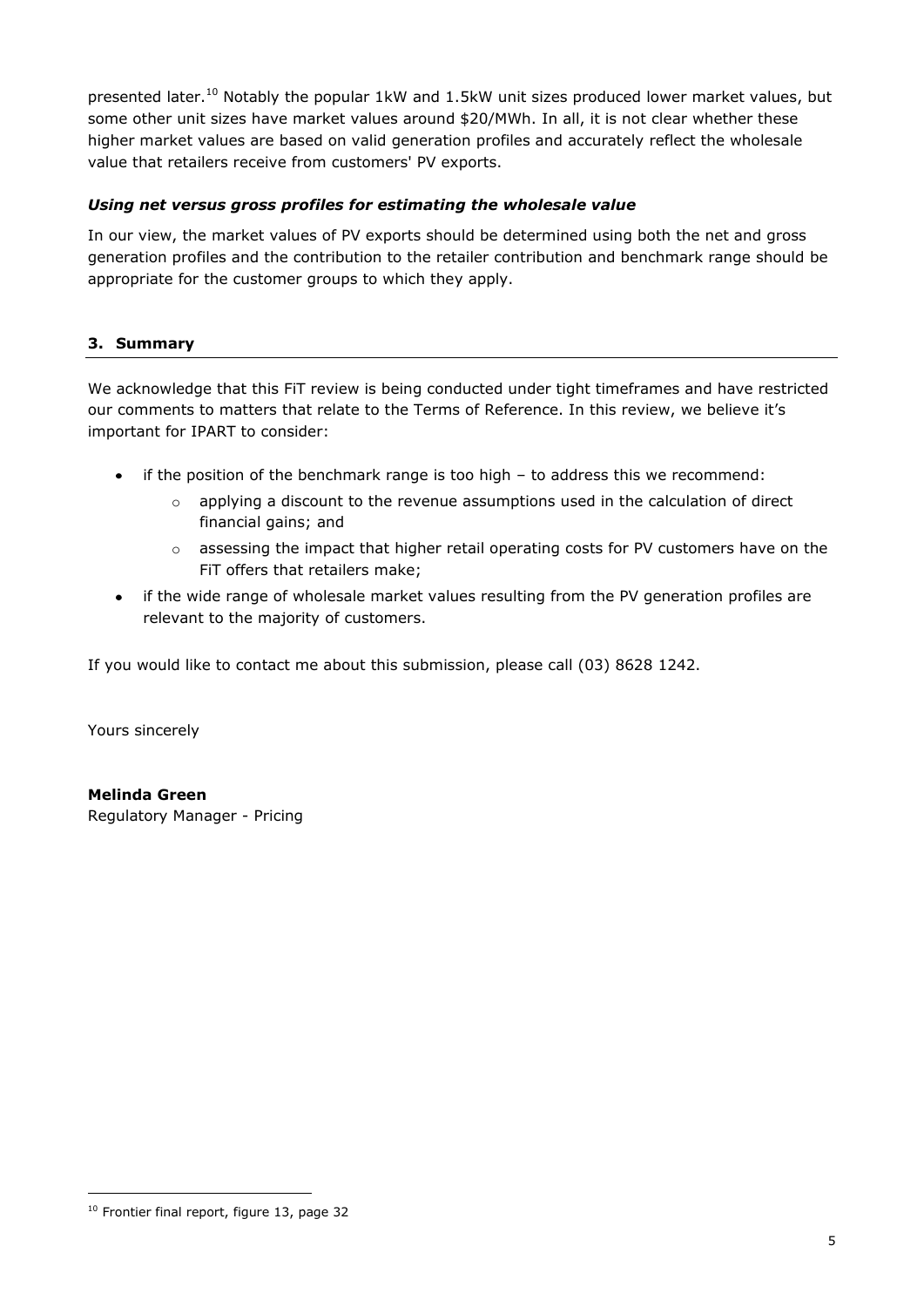presented later.[10] Notably the popular 1kW and 1.5kW unit sizes produced lower market values, but some other unit sizes have market values around $20/MWh. In all, it is not clear whether these higher market values are based on valid generation profiles and accurately reflect the wholesale value that retailers receive from customers' PV exports.

### *Using net versus gross profiles for estimating the wholesale value*

In our view, the market values of PV exports should be determined using both the net and gross generation profiles and the contribution to the retailer contribution and benchmark range should be appropriate for the customer groups to which they apply.

## 3. Summary

We acknowledge that this FiT review is being conducted under tight timeframes and have restricted our comments to matters that relate to the Terms of Reference. In this review, we believe it's important for IPART to consider:

- if the position of the benchmark range is too high – to address this we recommend:
    - applying a discount to the revenue assumptions used in the calculation of direct financial gains; and
    - assessing the impact that higher retail operating costs for PV customers have on the FiT offers that retailers make;
- if the wide range of wholesale market values resulting from the PV generation profiles are relevant to the majority of customers.

If you would like to contact me about this submission, please call (03) 8628 1242.

Yours sincerely

**Melinda Green**
Regulatory Manager - Pricing

[10] Frontier final report, figure 13, page 32